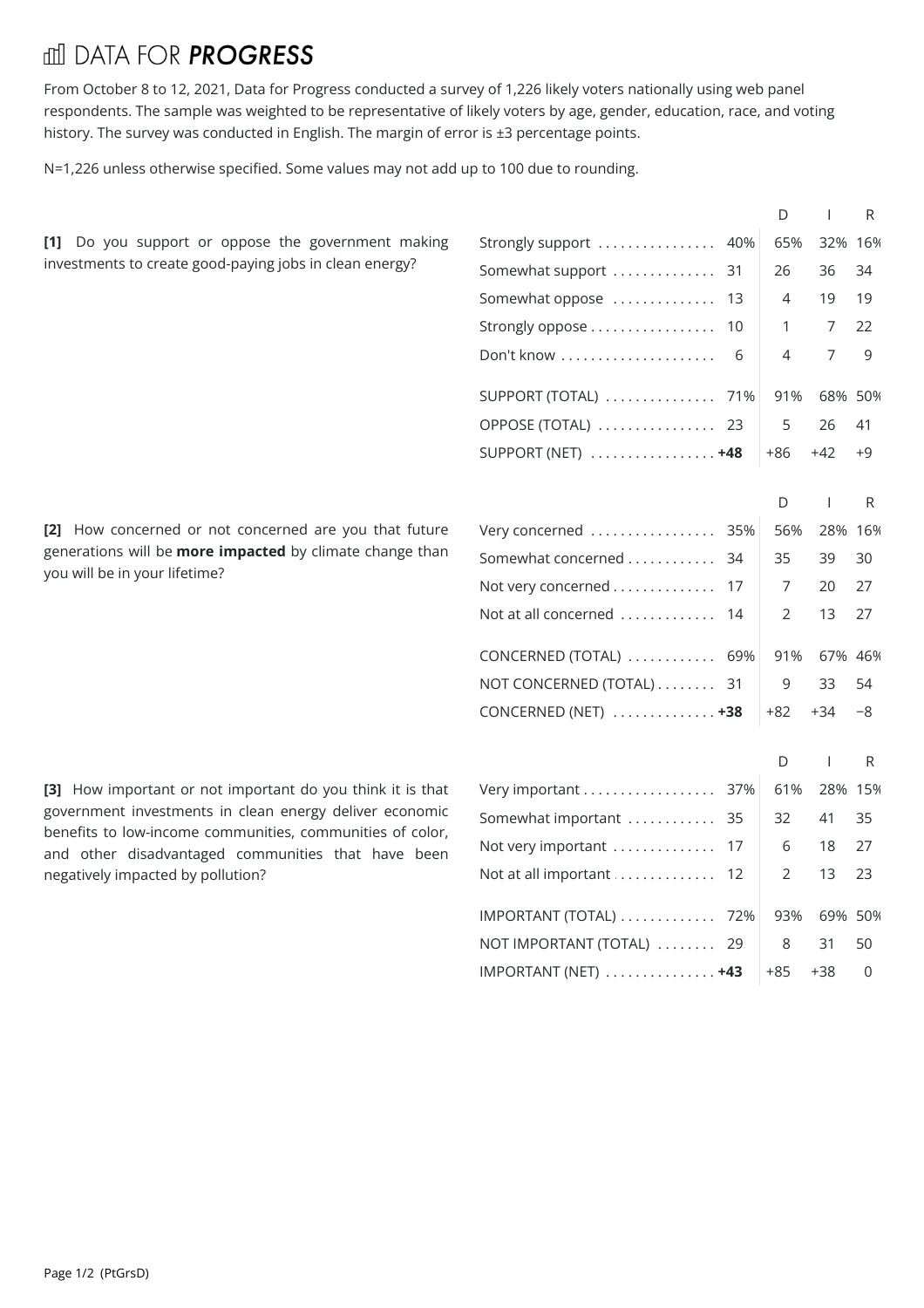# DATA FOR *PROGRESS*

From October 8 to 12, 2021, Data for Progress conducted a survey of 1,226 likely voters nationally using web panel respondents. The sample was weighted to be representative of likely voters by age, gender, education, race, and voting history. The survey was conducted in English. The margin of error is ±3 percentage points.

N=1,226 unless otherwise specified. Some values may not add up to 100 due to rounding.

**[1]** Do you support or oppose the government making investments to create good-paying jobs in clean energy?

| | Total | D | I | R |
|---|---|---|---|---|
| Strongly support | 40% | 65% | 32% | 16% |
| Somewhat support | 31 | 26 | 36 | 34 |
| Somewhat oppose | 13 | 4 | 19 | 19 |
| Strongly oppose | 10 | 1 | 7 | 22 |
| Don't know | 6 | 4 | 7 | 9 |
| SUPPORT (TOTAL) | 71% | 91% | 68% | 50% |
| OPPOSE (TOTAL) | 23 | 5 | 26 | 41 |
| SUPPORT (NET) | **+48** | +86 | +42 | +9 |

**[2]** How concerned or not concerned are you that future generations will be **more impacted** by climate change than you will be in your lifetime?

| | Total | D | I | R |
|---|---|---|---|---|
| Very concerned | 35% | 56% | 28% | 16% |
| Somewhat concerned | 34 | 35 | 39 | 30 |
| Not very concerned | 17 | 7 | 20 | 27 |
| Not at all concerned | 14 | 2 | 13 | 27 |
| CONCERNED (TOTAL) | 69% | 91% | 67% | 46% |
| NOT CONCERNED (TOTAL) | 31 | 9 | 33 | 54 |
| CONCERNED (NET) | **+38** | +82 | +34 | −8 |

**[3]** How important or not important do you think it is that government investments in clean energy deliver economic benefits to low-income communities, communities of color, and other disadvantaged communities that have been negatively impacted by pollution?

| | Total | D | I | R |
|---|---|---|---|---|
| Very important | 37% | 61% | 28% | 15% |
| Somewhat important | 35 | 32 | 41 | 35 |
| Not very important | 17 | 6 | 18 | 27 |
| Not at all important | 12 | 2 | 13 | 23 |
| IMPORTANT (TOTAL) | 72% | 93% | 69% | 50% |
| NOT IMPORTANT (TOTAL) | 29 | 8 | 31 | 50 |
| IMPORTANT (NET) | **+43** | +85 | +38 | 0 |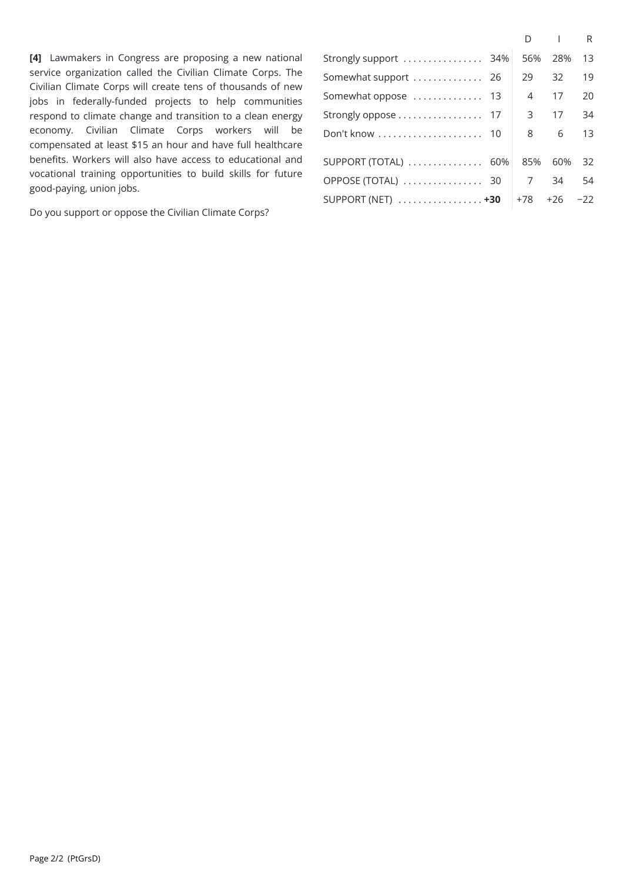**[4]** Lawmakers in Congress are proposing a new national service organization called the Civilian Climate Corps. The Civilian Climate Corps will create tens of thousands of new jobs in federally-funded projects to help communities respond to climate change and transition to a clean energy economy. Civilian Climate Corps workers will be compensated at least $15 an hour and have full healthcare benefits. Workers will also have access to educational and vocational training opportunities to build skills for future good-paying, union jobs.

Do you support or oppose the Civilian Climate Corps?

| | | D | I | R |
|---|---|---|---|---|
| Strongly support | 34% | 56% | 28% | 13 |
| Somewhat support | 26 | 29 | 32 | 19 |
| Somewhat oppose | 13 | 4 | 17 | 20 |
| Strongly oppose | 17 | 3 | 17 | 34 |
| Don't know | 10 | 8 | 6 | 13 |
| SUPPORT (TOTAL) | 60% | 85% | 60% | 32 |
| OPPOSE (TOTAL) | 30 | 7 | 34 | 54 |
| SUPPORT (NET) | **+30** | +78 | +26 | −22 |

(PtGrsD)